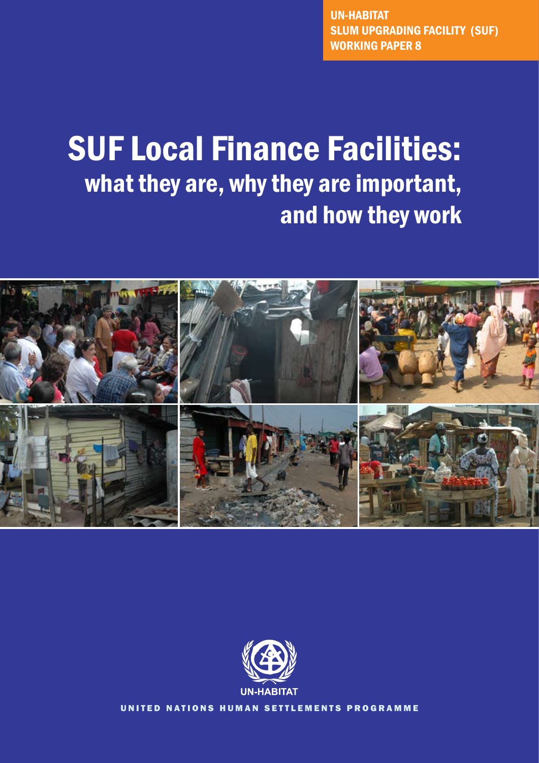UN-HABITAT
SLUM UPGRADING FACILITY (SUF)
WORKING PAPER 8

# SUF Local Finance Facilities:
## what they are, why they are important, and how they work

UN-HABITAT

UNITED NATIONS HUMAN SETTLEMENTS PROGRAMME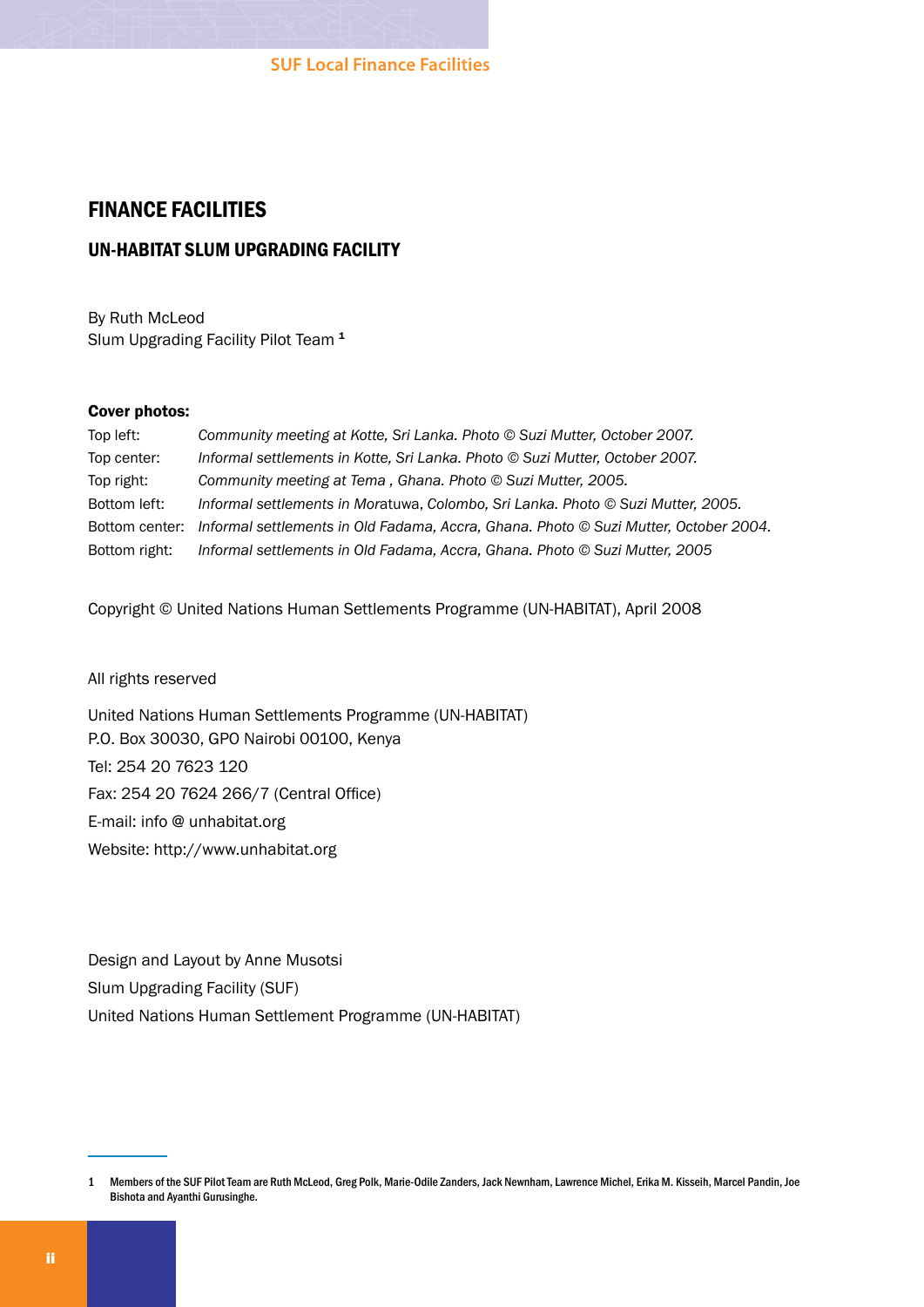# FINANCE FACILITIES

## UN-HABITAT SLUM UPGRADING FACILITY

By Ruth McLeod
Slum Upgrading Facility Pilot Team [1]

**Cover photos:**

| | |
|---|---|
| Top left: | *Community meeting at Kotte, Sri Lanka. Photo © Suzi Mutter, October 2007.* |
| Top center: | *Informal settlements in Kotte, Sri Lanka. Photo © Suzi Mutter, October 2007.* |
| Top right: | *Community meeting at Tema , Ghana. Photo © Suzi Mutter, 2005.* |
| Bottom left: | *Informal settlements in Moratuwa, Colombo, Sri Lanka. Photo © Suzi Mutter, 2005.* |
| Bottom center: | *Informal settlements in Old Fadama, Accra, Ghana. Photo © Suzi Mutter, October 2004.* |
| Bottom right: | *Informal settlements in Old Fadama, Accra, Ghana. Photo © Suzi Mutter, 2005* |

Copyright © United Nations Human Settlements Programme (UN-HABITAT), April 2008

All rights reserved

United Nations Human Settlements Programme (UN-HABITAT)
P.O. Box 30030, GPO Nairobi 00100, Kenya
Tel: 254 20 7623 120
Fax: 254 20 7624 266/7 (Central Office)
E-mail: info @ unhabitat.org
Website: http://www.unhabitat.org

Design and Layout by Anne Musotsi
Slum Upgrading Facility (SUF)
United Nations Human Settlement Programme (UN-HABITAT)

---

1 Members of the SUF Pilot Team are Ruth McLeod, Greg Polk, Marie-Odile Zanders, Jack Newnham, Lawrence Michel, Erika M. Kisseih, Marcel Pandin, Joe Bishota and Ayanthi Gurusinghe.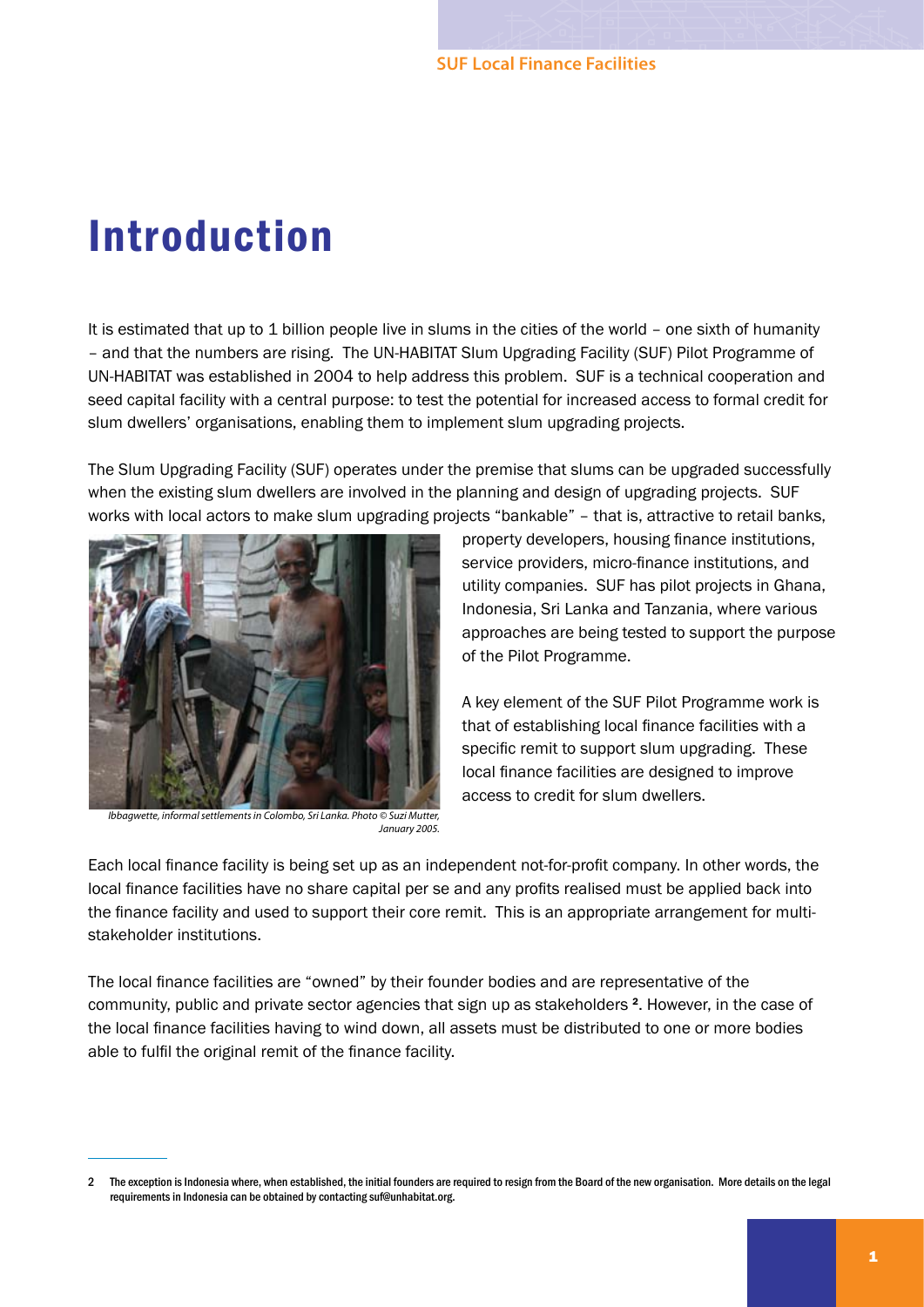# Introduction

It is estimated that up to 1 billion people live in slums in the cities of the world – one sixth of humanity – and that the numbers are rising. The UN-HABITAT Slum Upgrading Facility (SUF) Pilot Programme of UN-HABITAT was established in 2004 to help address this problem. SUF is a technical cooperation and seed capital facility with a central purpose: to test the potential for increased access to formal credit for slum dwellers' organisations, enabling them to implement slum upgrading projects.

The Slum Upgrading Facility (SUF) operates under the premise that slums can be upgraded successfully when the existing slum dwellers are involved in the planning and design of upgrading projects. SUF works with local actors to make slum upgrading projects "bankable" – that is, attractive to retail banks, property developers, housing finance institutions, service providers, micro-finance institutions, and utility companies. SUF has pilot projects in Ghana, Indonesia, Sri Lanka and Tanzania, where various approaches are being tested to support the purpose of the Pilot Programme.

*Ibbagwette, informal settlements in Colombo, Sri Lanka. Photo © Suzi Mutter, January 2005.*

A key element of the SUF Pilot Programme work is that of establishing local finance facilities with a specific remit to support slum upgrading. These local finance facilities are designed to improve access to credit for slum dwellers.

Each local finance facility is being set up as an independent not-for-profit company. In other words, the local finance facilities have no share capital per se and any profits realised must be applied back into the finance facility and used to support their core remit. This is an appropriate arrangement for multi-stakeholder institutions.

The local finance facilities are "owned" by their founder bodies and are representative of the community, public and private sector agencies that sign up as stakeholders [2]. However, in the case of the local finance facilities having to wind down, all assets must be distributed to one or more bodies able to fulfil the original remit of the finance facility.

---

2 The exception is Indonesia where, when established, the initial founders are required to resign from the Board of the new organisation. More details on the legal requirements in Indonesia can be obtained by contacting suf@unhabitat.org.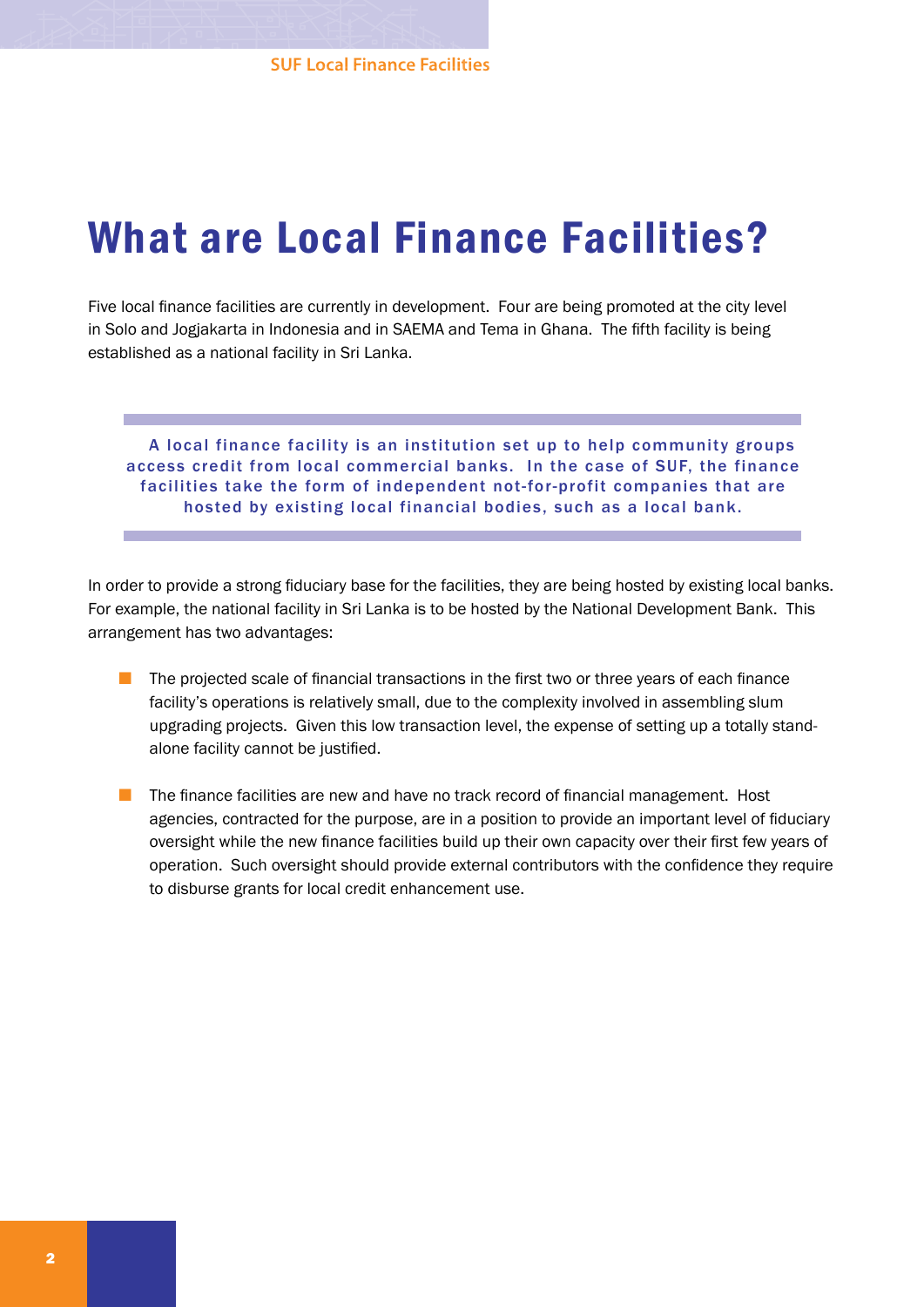# What are Local Finance Facilities?

Five local finance facilities are currently in development. Four are being promoted at the city level in Solo and Jogjakarta in Indonesia and in SAEMA and Tema in Ghana. The fifth facility is being established as a national facility in Sri Lanka.

> **A local finance facility is an institution set up to help community groups access credit from local commercial banks. In the case of SUF, the finance facilities take the form of independent not-for-profit companies that are hosted by existing local financial bodies, such as a local bank.**

In order to provide a strong fiduciary base for the facilities, they are being hosted by existing local banks. For example, the national facility in Sri Lanka is to be hosted by the National Development Bank. This arrangement has two advantages:

- The projected scale of financial transactions in the first two or three years of each finance facility's operations is relatively small, due to the complexity involved in assembling slum upgrading projects. Given this low transaction level, the expense of setting up a totally stand-alone facility cannot be justified.

- The finance facilities are new and have no track record of financial management. Host agencies, contracted for the purpose, are in a position to provide an important level of fiduciary oversight while the new finance facilities build up their own capacity over their first few years of operation. Such oversight should provide external contributors with the confidence they require to disburse grants for local credit enhancement use.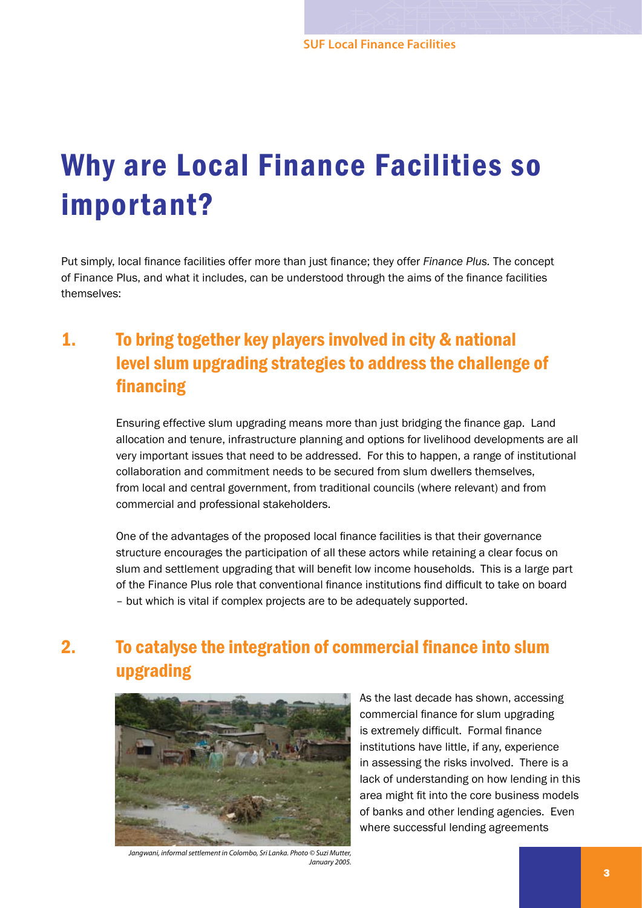# Why are Local Finance Facilities so important?

Put simply, local finance facilities offer more than just finance; they offer *Finance Plus*. The concept of Finance Plus, and what it includes, can be understood through the aims of the finance facilities themselves:

## 1. To bring together key players involved in city & national level slum upgrading strategies to address the challenge of financing

Ensuring effective slum upgrading means more than just bridging the finance gap. Land allocation and tenure, infrastructure planning and options for livelihood developments are all very important issues that need to be addressed. For this to happen, a range of institutional collaboration and commitment needs to be secured from slum dwellers themselves, from local and central government, from traditional councils (where relevant) and from commercial and professional stakeholders.

One of the advantages of the proposed local finance facilities is that their governance structure encourages the participation of all these actors while retaining a clear focus on slum and settlement upgrading that will benefit low income households. This is a large part of the Finance Plus role that conventional finance institutions find difficult to take on board – but which is vital if complex projects are to be adequately supported.

## 2. To catalyse the integration of commercial finance into slum upgrading

*Jangwani, informal settlement in Colombo, Sri Lanka. Photo © Suzi Mutter, January 2005.*

As the last decade has shown, accessing commercial finance for slum upgrading is extremely difficult. Formal finance institutions have little, if any, experience in assessing the risks involved. There is a lack of understanding on how lending in this area might fit into the core business models of banks and other lending agencies. Even where successful lending agreements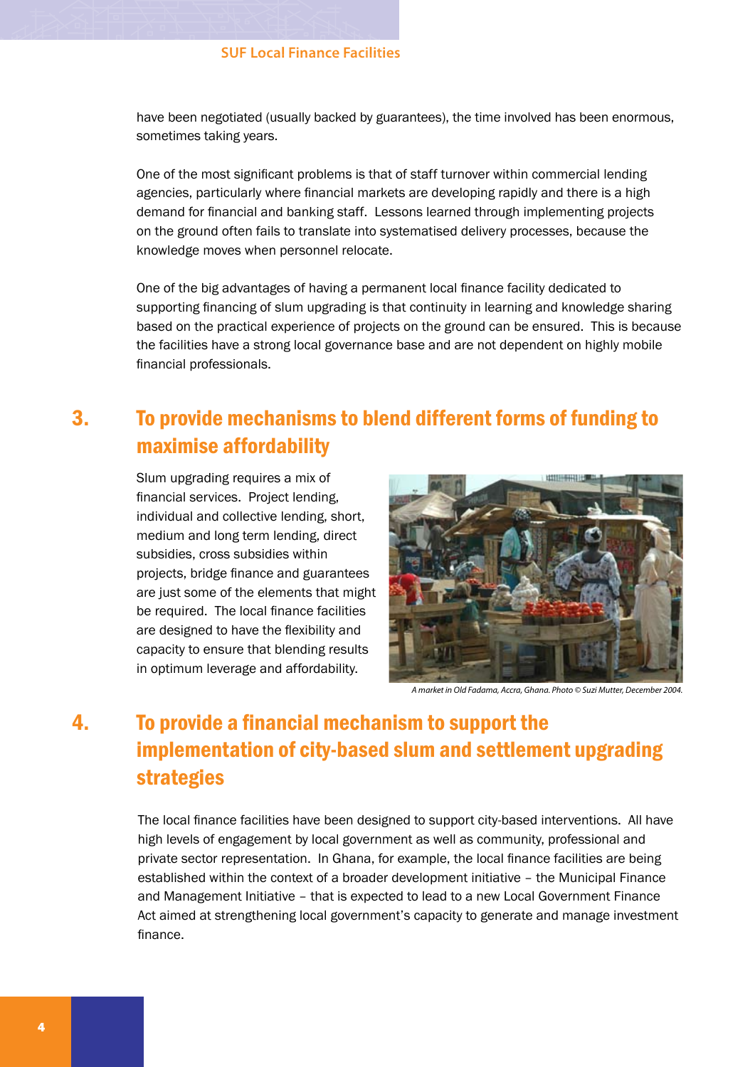have been negotiated (usually backed by guarantees), the time involved has been enormous, sometimes taking years.

One of the most significant problems is that of staff turnover within commercial lending agencies, particularly where financial markets are developing rapidly and there is a high demand for financial and banking staff. Lessons learned through implementing projects on the ground often fails to translate into systematised delivery processes, because the knowledge moves when personnel relocate.

One of the big advantages of having a permanent local finance facility dedicated to supporting financing of slum upgrading is that continuity in learning and knowledge sharing based on the practical experience of projects on the ground can be ensured. This is because the facilities have a strong local governance base and are not dependent on highly mobile financial professionals.

## 3. To provide mechanisms to blend different forms of funding to maximise affordability

Slum upgrading requires a mix of financial services. Project lending, individual and collective lending, short, medium and long term lending, direct subsidies, cross subsidies within projects, bridge finance and guarantees are just some of the elements that might be required. The local finance facilities are designed to have the flexibility and capacity to ensure that blending results in optimum leverage and affordability.

*A market in Old Fadama, Accra, Ghana. Photo © Suzi Mutter, December 2004.*

## 4. To provide a financial mechanism to support the implementation of city-based slum and settlement upgrading strategies

The local finance facilities have been designed to support city-based interventions. All have high levels of engagement by local government as well as community, professional and private sector representation. In Ghana, for example, the local finance facilities are being established within the context of a broader development initiative – the Municipal Finance and Management Initiative – that is expected to lead to a new Local Government Finance Act aimed at strengthening local government's capacity to generate and manage investment finance.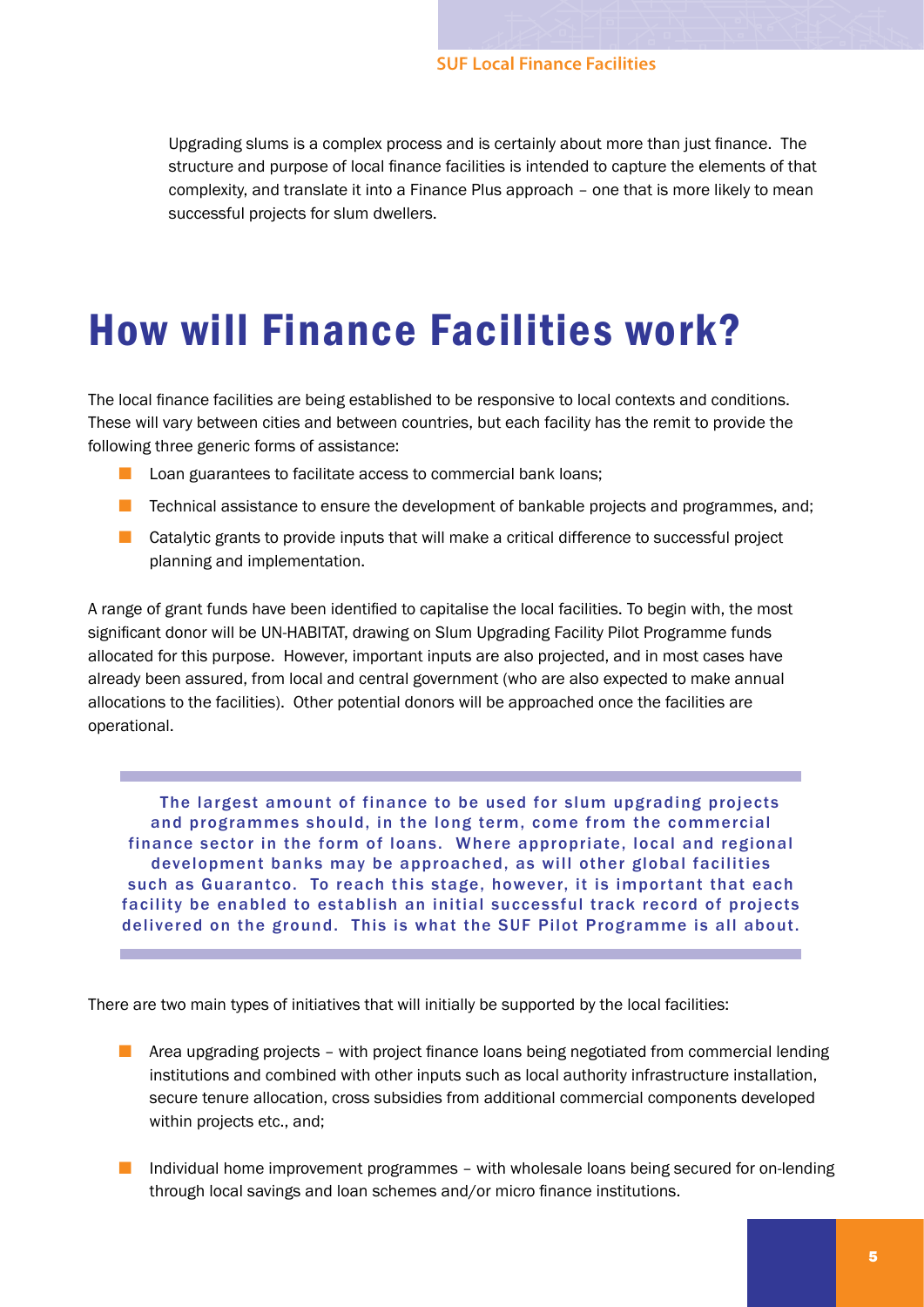Upgrading slums is a complex process and is certainly about more than just finance. The structure and purpose of local finance facilities is intended to capture the elements of that complexity, and translate it into a Finance Plus approach – one that is more likely to mean successful projects for slum dwellers.

# How will Finance Facilities work?

The local finance facilities are being established to be responsive to local contexts and conditions. These will vary between cities and between countries, but each facility has the remit to provide the following three generic forms of assistance:

- Loan guarantees to facilitate access to commercial bank loans;
- Technical assistance to ensure the development of bankable projects and programmes, and;
- Catalytic grants to provide inputs that will make a critical difference to successful project planning and implementation.

A range of grant funds have been identified to capitalise the local facilities. To begin with, the most significant donor will be UN-HABITAT, drawing on Slum Upgrading Facility Pilot Programme funds allocated for this purpose. However, important inputs are also projected, and in most cases have already been assured, from local and central government (who are also expected to make annual allocations to the facilities). Other potential donors will be approached once the facilities are operational.

> The largest amount of finance to be used for slum upgrading projects and programmes should, in the long term, come from the commercial finance sector in the form of loans. Where appropriate, local and regional development banks may be approached, as will other global facilities such as Guarantco. To reach this stage, however, it is important that each facility be enabled to establish an initial successful track record of projects delivered on the ground. This is what the SUF Pilot Programme is all about.

There are two main types of initiatives that will initially be supported by the local facilities:

- Area upgrading projects – with project finance loans being negotiated from commercial lending institutions and combined with other inputs such as local authority infrastructure installation, secure tenure allocation, cross subsidies from additional commercial components developed within projects etc., and;
- Individual home improvement programmes – with wholesale loans being secured for on-lending through local savings and loan schemes and/or micro finance institutions.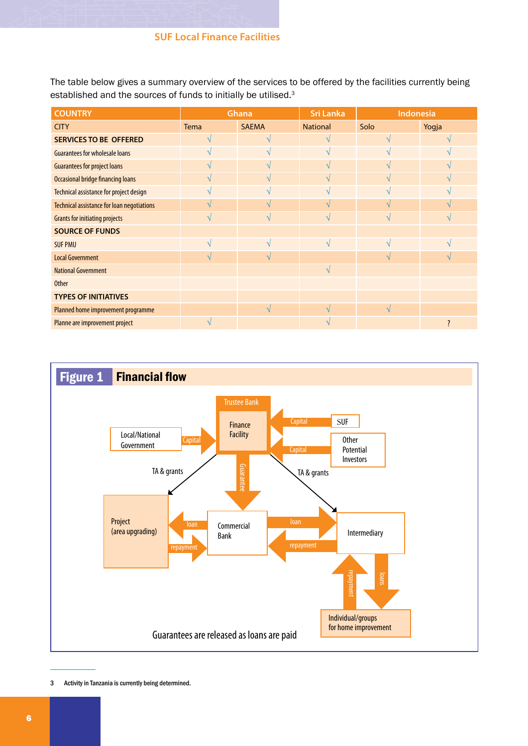The table below gives a summary overview of the services to be offered by the facilities currently being established and the sources of funds to initially be utilised.[3]

| COUNTRY | Ghana | | Sri Lanka | Indonesia | |
|---|---|---|---|---|---|
| CITY | Tema | SAEMA | National | Solo | Yogja |
| **SERVICES TO BE OFFERED** | √ | √ | √ | √ | √ |
| Guarantees for wholesale loans | √ | √ | √ | √ | √ |
| Guarantees for project loans | √ | √ | √ | √ | √ |
| Occasional bridge financing loans | √ | √ | √ | √ | √ |
| Technical assistance for project design | √ | √ | √ | √ | √ |
| Technical assistance for loan negotiations | √ | √ | √ | √ | √ |
| Grants for initiating projects | √ | √ | √ | √ | √ |
| **SOURCE OF FUNDS** | | | | | |
| SUF PMU | √ | √ | √ | √ | √ |
| Local Government | √ | √ | | √ | √ |
| National Government | | | √ | | |
| Other | | | | | |
| **TYPES OF INITIATIVES** | | | | | |
| Planned home improvement programme | | √ | √ | √ | |
| Planne are improvement project | √ | | √ | | ? |

## Figure 1 Financial flow

Trustee Bank

Finance Facility

Local/National Government — Capital → Finance Facility

SUF — Capital → Finance Facility

Other Potential Investors — Capital → Finance Facility

TA & grants → Project (area upgrading)

TA & grants → Intermediary

Guarantee → Commercial Bank

Commercial Bank — loan → Project (area upgrading); repayment → Commercial Bank

Commercial Bank — loan → Intermediary; repayment → Commercial Bank

Intermediary — loans → Individual/groups for home improvement; repayment → Intermediary

Guarantees are released as loans are paid

3 Activity in Tanzania is currently being determined.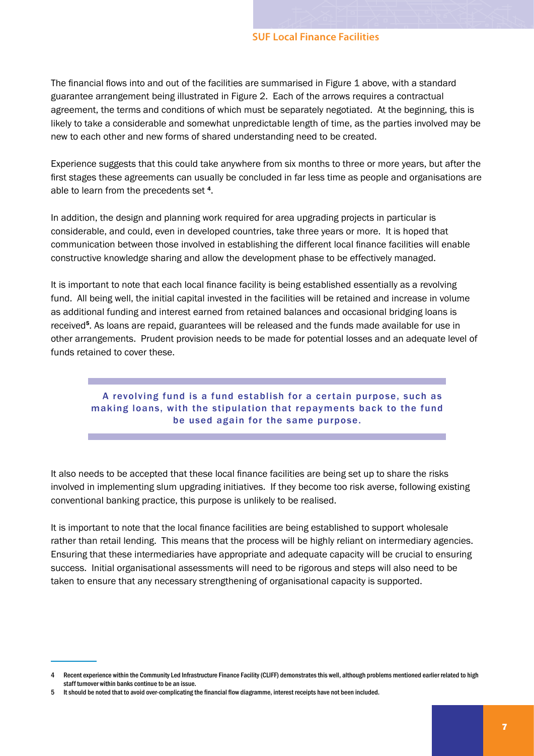The financial flows into and out of the facilities are summarised in Figure 1 above, with a standard guarantee arrangement being illustrated in Figure 2. Each of the arrows requires a contractual agreement, the terms and conditions of which must be separately negotiated. At the beginning, this is likely to take a considerable and somewhat unpredictable length of time, as the parties involved may be new to each other and new forms of shared understanding need to be created.

Experience suggests that this could take anywhere from six months to three or more years, but after the first stages these agreements can usually be concluded in far less time as people and organisations are able to learn from the precedents set [4].

In addition, the design and planning work required for area upgrading projects in particular is considerable, and could, even in developed countries, take three years or more. It is hoped that communication between those involved in establishing the different local finance facilities will enable constructive knowledge sharing and allow the development phase to be effectively managed.

It is important to note that each local finance facility is being established essentially as a revolving fund. All being well, the initial capital invested in the facilities will be retained and increase in volume as additional funding and interest earned from retained balances and occasional bridging loans is received[5]. As loans are repaid, guarantees will be released and the funds made available for use in other arrangements. Prudent provision needs to be made for potential losses and an adequate level of funds retained to cover these.

> A revolving fund is a fund establish for a certain purpose, such as making loans, with the stipulation that repayments back to the fund be used again for the same purpose.

It also needs to be accepted that these local finance facilities are being set up to share the risks involved in implementing slum upgrading initiatives. If they become too risk averse, following existing conventional banking practice, this purpose is unlikely to be realised.

It is important to note that the local finance facilities are being established to support wholesale rather than retail lending. This means that the process will be highly reliant on intermediary agencies. Ensuring that these intermediaries have appropriate and adequate capacity will be crucial to ensuring success. Initial organisational assessments will need to be rigorous and steps will also need to be taken to ensure that any necessary strengthening of organisational capacity is supported.

---

4 Recent experience within the Community Led Infrastructure Finance Facility (CLIFF) demonstrates this well, although problems mentioned earlier related to high staff turnover within banks continue to be an issue.

5 It should be noted that to avoid over-complicating the financial flow diagramme, interest receipts have not been included.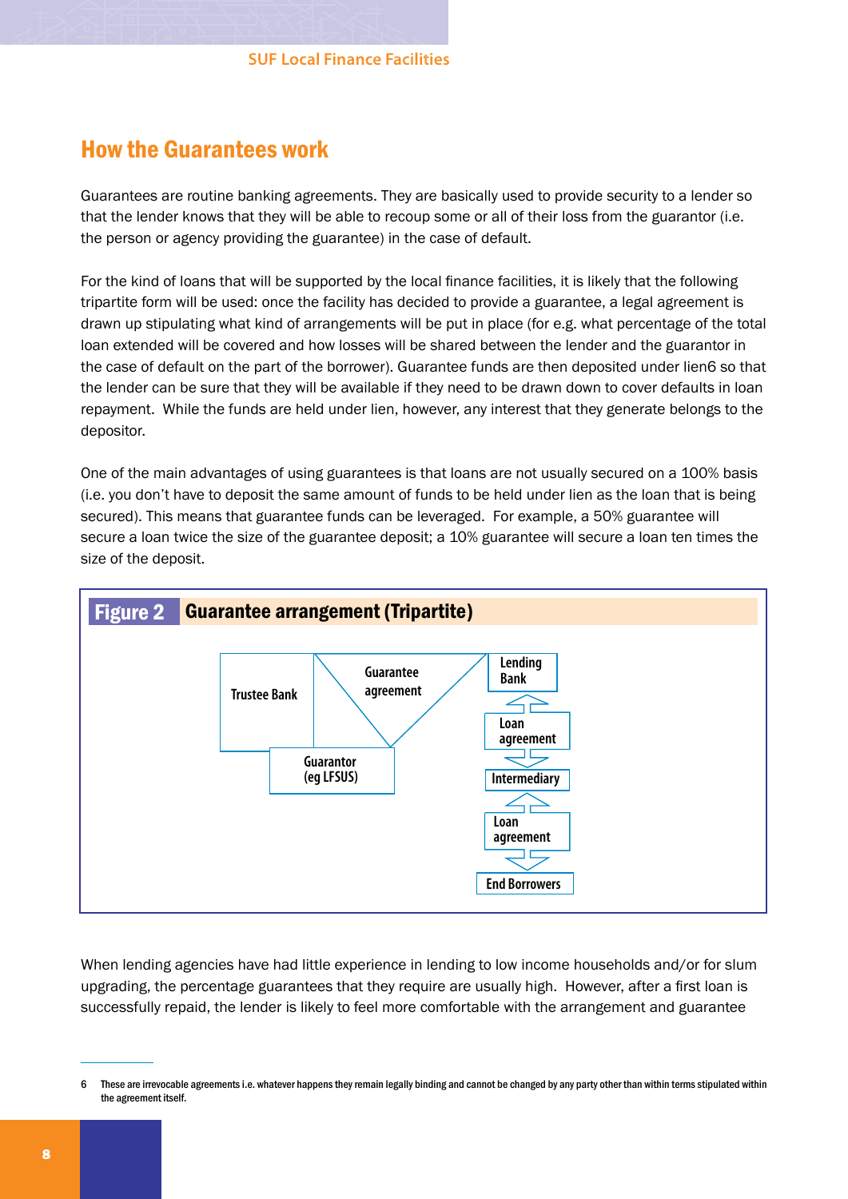## How the Guarantees work

Guarantees are routine banking agreements. They are basically used to provide security to a lender so that the lender knows that they will be able to recoup some or all of their loss from the guarantor (i.e. the person or agency providing the guarantee) in the case of default.

For the kind of loans that will be supported by the local finance facilities, it is likely that the following tripartite form will be used: once the facility has decided to provide a guarantee, a legal agreement is drawn up stipulating what kind of arrangements will be put in place (for e.g. what percentage of the total loan extended will be covered and how losses will be shared between the lender and the guarantor in the case of default on the part of the borrower). Guarantee funds are then deposited under lien[6] so that the lender can be sure that they will be available if they need to be drawn down to cover defaults in loan repayment. While the funds are held under lien, however, any interest that they generate belongs to the depositor.

One of the main advantages of using guarantees is that loans are not usually secured on a 100% basis (i.e. you don't have to deposit the same amount of funds to be held under lien as the loan that is being secured). This means that guarantee funds can be leveraged. For example, a 50% guarantee will secure a loan twice the size of the guarantee deposit; a 10% guarantee will secure a loan ten times the size of the deposit.

**Figure 2 Guarantee arrangement (Tripartite)**

Trustee Bank — Guarantee agreement — Lending Bank

Guarantor (eg LFSUS)

Lending Bank ⇅ Loan agreement ⇅ Intermediary ⇅ Loan agreement ⇅ End Borrowers

When lending agencies have had little experience in lending to low income households and/or for slum upgrading, the percentage guarantees that they require are usually high. However, after a first loan is successfully repaid, the lender is likely to feel more comfortable with the arrangement and guarantee

---

6 These are irrevocable agreements i.e. whatever happens they remain legally binding and cannot be changed by any party other than within terms stipulated within the agreement itself.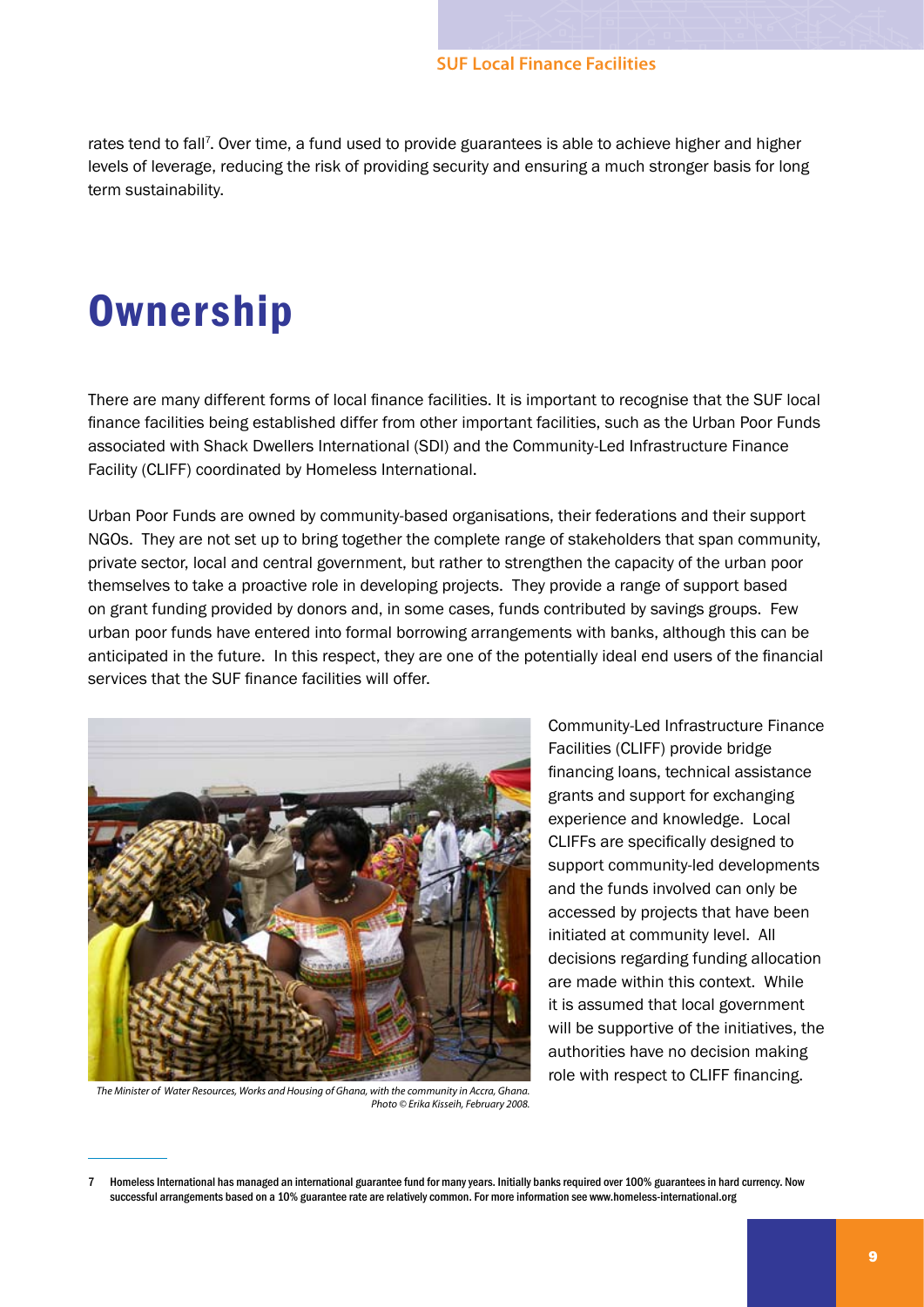rates tend to fall[7]. Over time, a fund used to provide guarantees is able to achieve higher and higher levels of leverage, reducing the risk of providing security and ensuring a much stronger basis for long term sustainability.

# Ownership

There are many different forms of local finance facilities. It is important to recognise that the SUF local finance facilities being established differ from other important facilities, such as the Urban Poor Funds associated with Shack Dwellers International (SDI) and the Community-Led Infrastructure Finance Facility (CLIFF) coordinated by Homeless International.

Urban Poor Funds are owned by community-based organisations, their federations and their support NGOs. They are not set up to bring together the complete range of stakeholders that span community, private sector, local and central government, but rather to strengthen the capacity of the urban poor themselves to take a proactive role in developing projects. They provide a range of support based on grant funding provided by donors and, in some cases, funds contributed by savings groups. Few urban poor funds have entered into formal borrowing arrangements with banks, although this can be anticipated in the future. In this respect, they are one of the potentially ideal end users of the financial services that the SUF finance facilities will offer.

*The Minister of Water Resources, Works and Housing of Ghana, with the community in Accra, Ghana. Photo © Erika Kisseih, February 2008.*

Community-Led Infrastructure Finance Facilities (CLIFF) provide bridge financing loans, technical assistance grants and support for exchanging experience and knowledge. Local CLIFFs are specifically designed to support community-led developments and the funds involved can only be accessed by projects that have been initiated at community level. All decisions regarding funding allocation are made within this context. While it is assumed that local government will be supportive of the initiatives, the authorities have no decision making role with respect to CLIFF financing.

---

7 Homeless International has managed an international guarantee fund for many years. Initially banks required over 100% guarantees in hard currency. Now successful arrangements based on a 10% guarantee rate are relatively common. For more information see www.homeless-international.org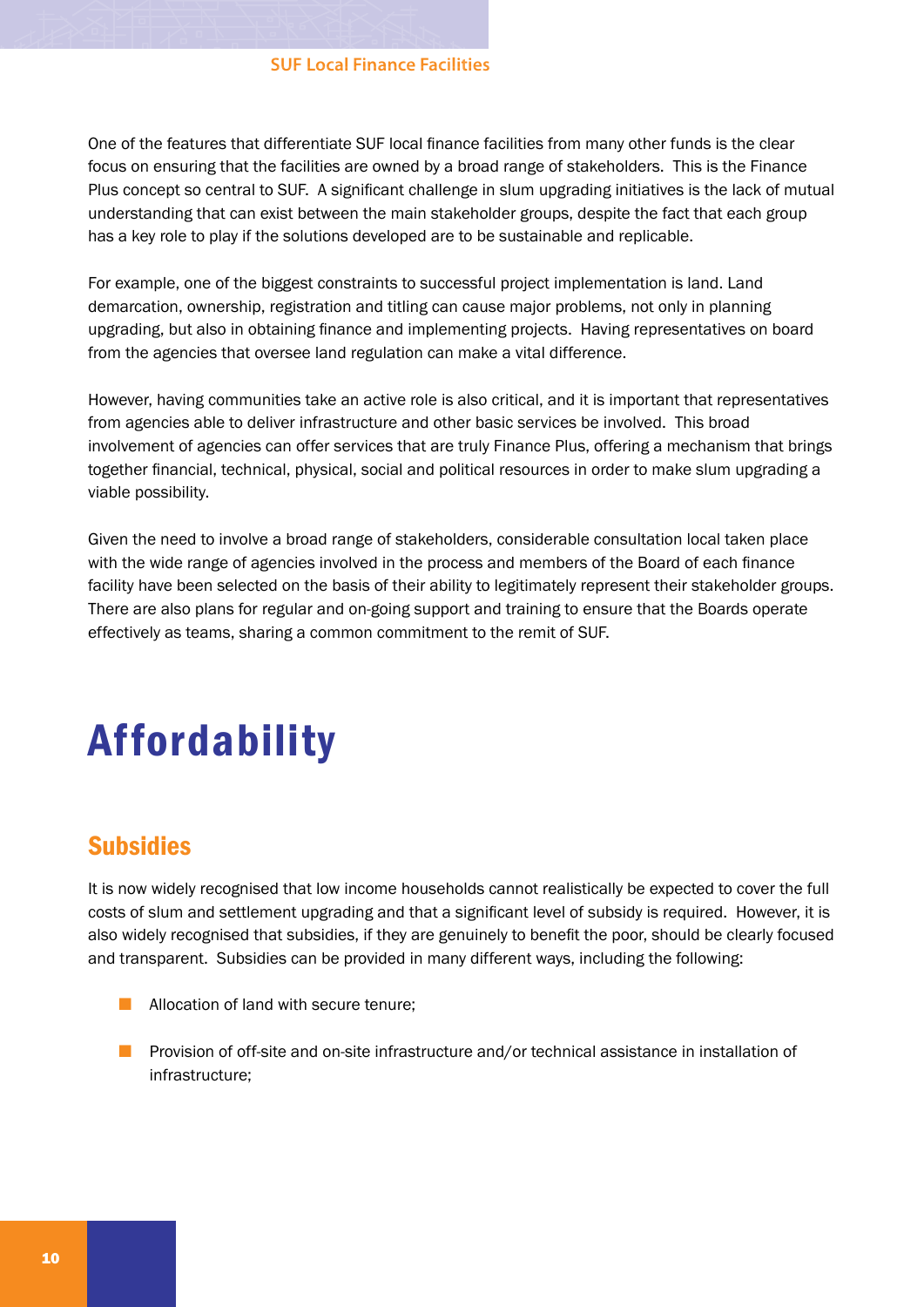One of the features that differentiate SUF local finance facilities from many other funds is the clear focus on ensuring that the facilities are owned by a broad range of stakeholders. This is the Finance Plus concept so central to SUF. A significant challenge in slum upgrading initiatives is the lack of mutual understanding that can exist between the main stakeholder groups, despite the fact that each group has a key role to play if the solutions developed are to be sustainable and replicable.

For example, one of the biggest constraints to successful project implementation is land. Land demarcation, ownership, registration and titling can cause major problems, not only in planning upgrading, but also in obtaining finance and implementing projects. Having representatives on board from the agencies that oversee land regulation can make a vital difference.

However, having communities take an active role is also critical, and it is important that representatives from agencies able to deliver infrastructure and other basic services be involved. This broad involvement of agencies can offer services that are truly Finance Plus, offering a mechanism that brings together financial, technical, physical, social and political resources in order to make slum upgrading a viable possibility.

Given the need to involve a broad range of stakeholders, considerable consultation local taken place with the wide range of agencies involved in the process and members of the Board of each finance facility have been selected on the basis of their ability to legitimately represent their stakeholder groups. There are also plans for regular and on-going support and training to ensure that the Boards operate effectively as teams, sharing a common commitment to the remit of SUF.

# Affordability

## Subsidies

It is now widely recognised that low income households cannot realistically be expected to cover the full costs of slum and settlement upgrading and that a significant level of subsidy is required. However, it is also widely recognised that subsidies, if they are genuinely to benefit the poor, should be clearly focused and transparent. Subsidies can be provided in many different ways, including the following:

- Allocation of land with secure tenure;
- Provision of off-site and on-site infrastructure and/or technical assistance in installation of infrastructure;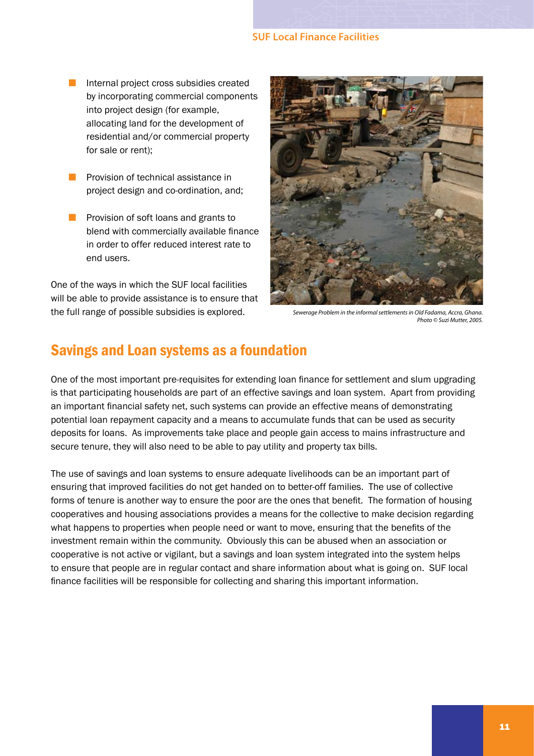- Internal project cross subsidies created by incorporating commercial components into project design (for example, allocating land for the development of residential and/or commercial property for sale or rent);
- Provision of technical assistance in project design and co-ordination, and;
- Provision of soft loans and grants to blend with commercially available finance in order to offer reduced interest rate to end users.

One of the ways in which the SUF local facilities will be able to provide assistance is to ensure that the full range of possible subsidies is explored.

*Sewerage Problem in the informal settlements in Old Fadama, Accra, Ghana. Photo © Suzi Mutter, 2005.*

## Savings and Loan systems as a foundation

One of the most important pre-requisites for extending loan finance for settlement and slum upgrading is that participating households are part of an effective savings and loan system. Apart from providing an important financial safety net, such systems can provide an effective means of demonstrating potential loan repayment capacity and a means to accumulate funds that can be used as security deposits for loans. As improvements take place and people gain access to mains infrastructure and secure tenure, they will also need to be able to pay utility and property tax bills.

The use of savings and loan systems to ensure adequate livelihoods can be an important part of ensuring that improved facilities do not get handed on to better-off families. The use of collective forms of tenure is another way to ensure the poor are the ones that benefit. The formation of housing cooperatives and housing associations provides a means for the collective to make decision regarding what happens to properties when people need or want to move, ensuring that the benefits of the investment remain within the community. Obviously this can be abused when an association or cooperative is not active or vigilant, but a savings and loan system integrated into the system helps to ensure that people are in regular contact and share information about what is going on. SUF local finance facilities will be responsible for collecting and sharing this important information.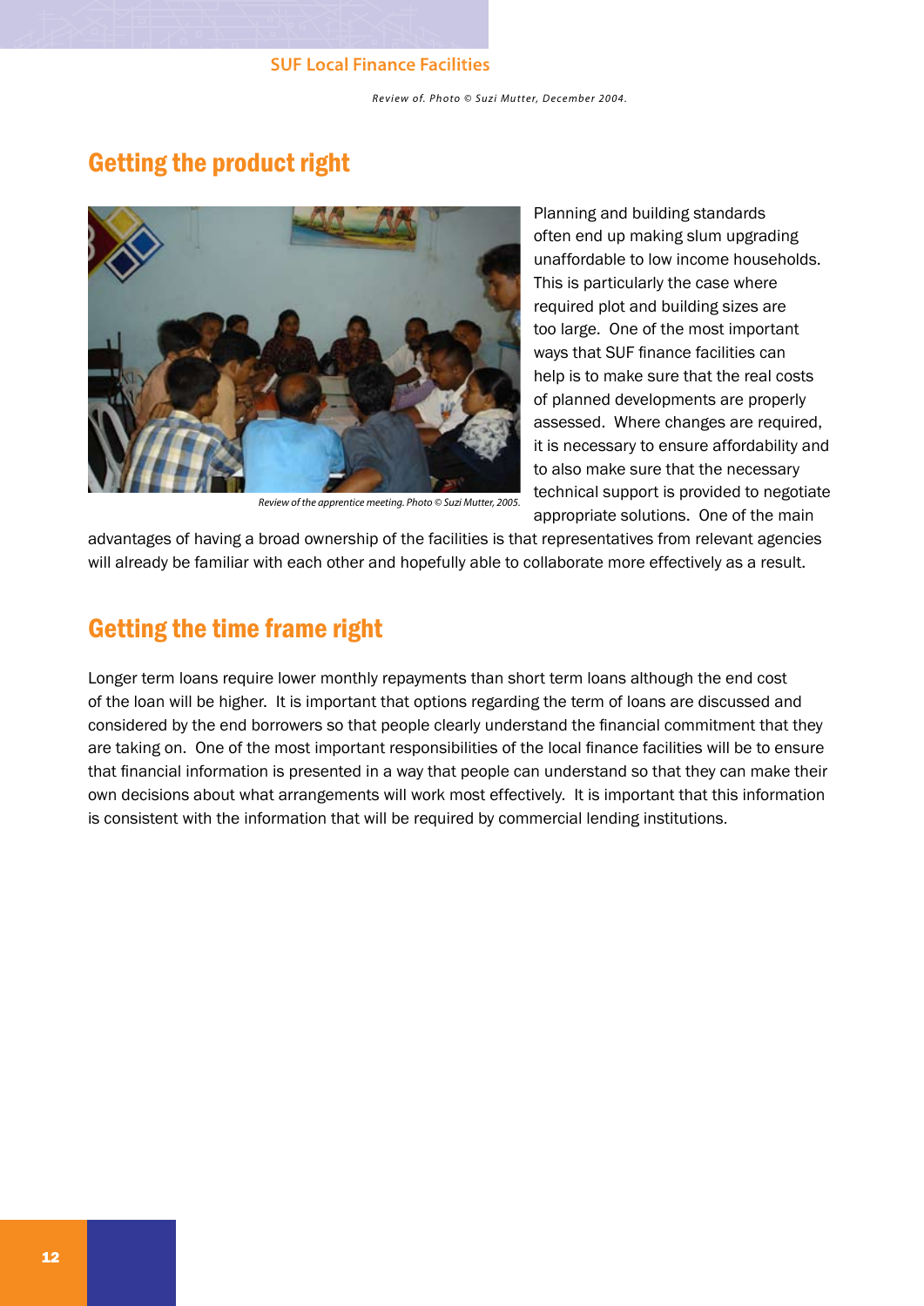Review of. Photo © Suzi Mutter, December 2004.

## Getting the product right

Review of the apprentice meeting. Photo © Suzi Mutter, 2005.

Planning and building standards often end up making slum upgrading unaffordable to low income households. This is particularly the case where required plot and building sizes are too large. One of the most important ways that SUF finance facilities can help is to make sure that the real costs of planned developments are properly assessed. Where changes are required, it is necessary to ensure affordability and to also make sure that the necessary technical support is provided to negotiate appropriate solutions. One of the main advantages of having a broad ownership of the facilities is that representatives from relevant agencies will already be familiar with each other and hopefully able to collaborate more effectively as a result.

## Getting the time frame right

Longer term loans require lower monthly repayments than short term loans although the end cost of the loan will be higher. It is important that options regarding the term of loans are discussed and considered by the end borrowers so that people clearly understand the financial commitment that they are taking on. One of the most important responsibilities of the local finance facilities will be to ensure that financial information is presented in a way that people can understand so that they can make their own decisions about what arrangements will work most effectively. It is important that this information is consistent with the information that will be required by commercial lending institutions.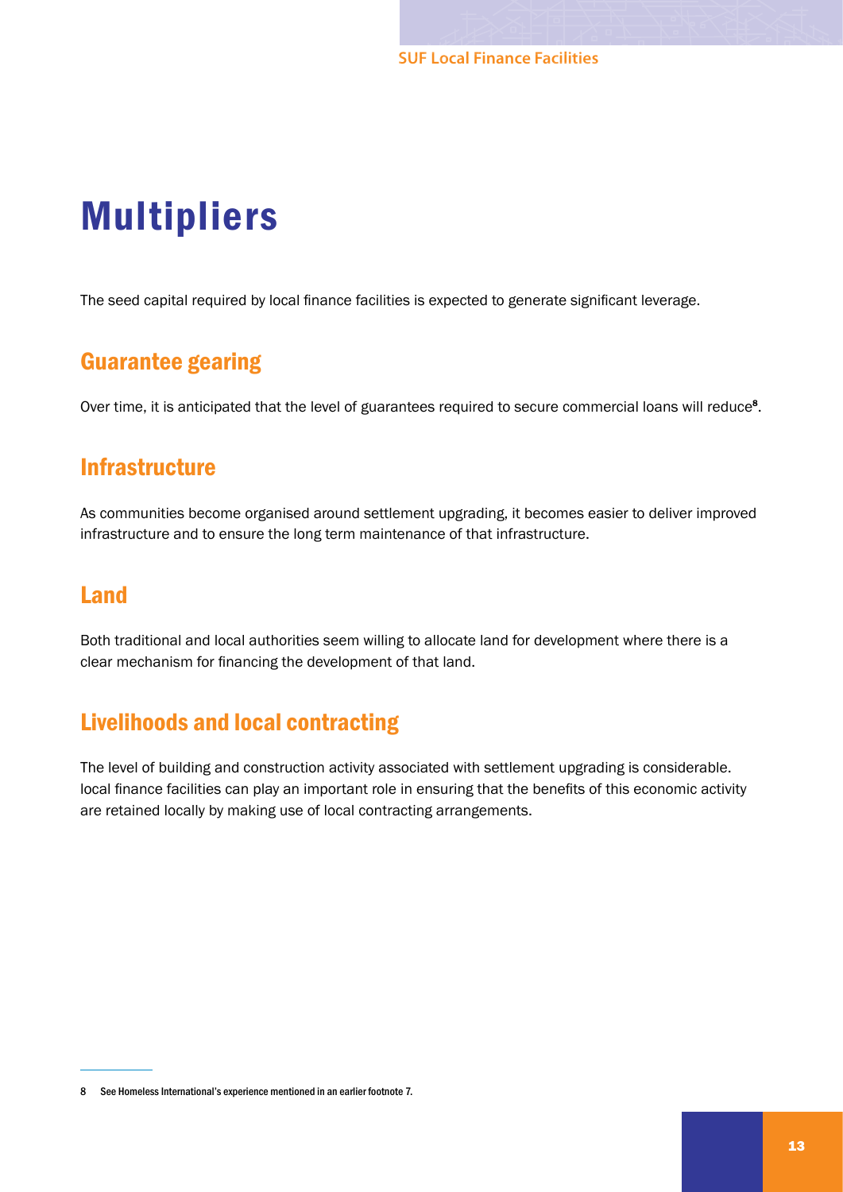# Multipliers

The seed capital required by local finance facilities is expected to generate significant leverage.

## Guarantee gearing

Over time, it is anticipated that the level of guarantees required to secure commercial loans will reduce[8].

## Infrastructure

As communities become organised around settlement upgrading, it becomes easier to deliver improved infrastructure and to ensure the long term maintenance of that infrastructure.

## Land

Both traditional and local authorities seem willing to allocate land for development where there is a clear mechanism for financing the development of that land.

## Livelihoods and local contracting

The level of building and construction activity associated with settlement upgrading is considerable. local finance facilities can play an important role in ensuring that the benefits of this economic activity are retained locally by making use of local contracting arrangements.

---

8 See Homeless International's experience mentioned in an earlier footnote 7.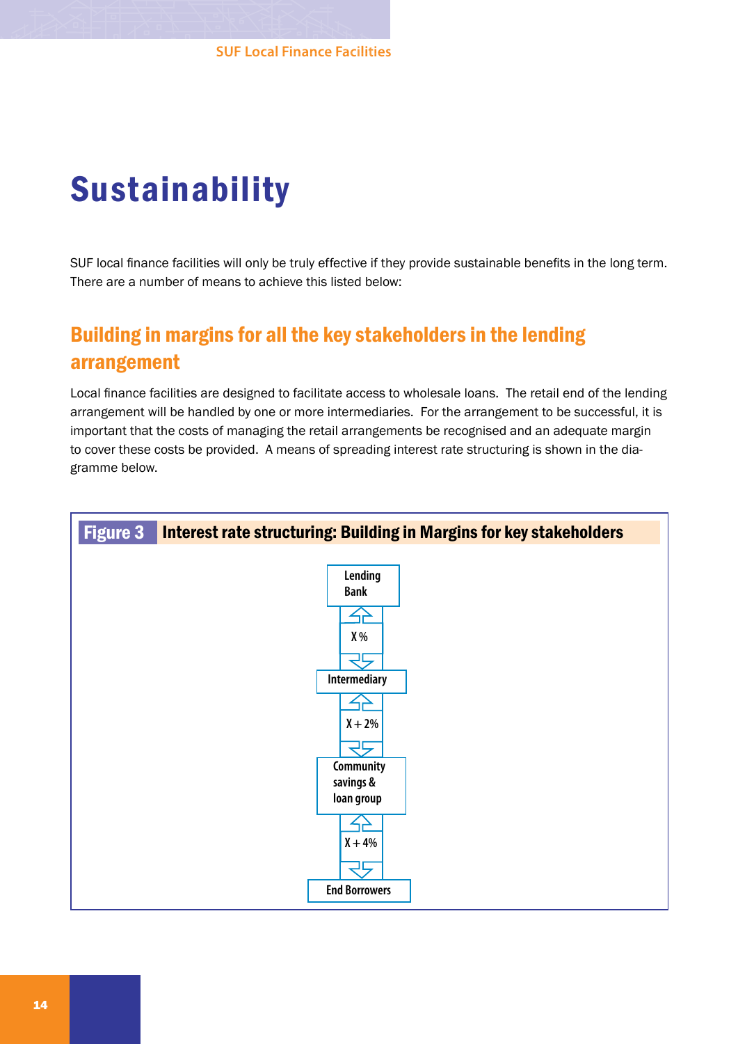# Sustainability

SUF local finance facilities will only be truly effective if they provide sustainable benefits in the long term. There are a number of means to achieve this listed below:

## Building in margins for all the key stakeholders in the lending arrangement

Local finance facilities are designed to facilitate access to wholesale loans. The retail end of the lending arrangement will be handled by one or more intermediaries. For the arrangement to be successful, it is important that the costs of managing the retail arrangements be recognised and an adequate margin to cover these costs be provided. A means of spreading interest rate structuring is shown in the diagramme below.

**Figure 3 Interest rate structuring: Building in Margins for key stakeholders**

Lending Bank

X %

Intermediary

X + 2%

Community savings & loan group

X + 4%

End Borrowers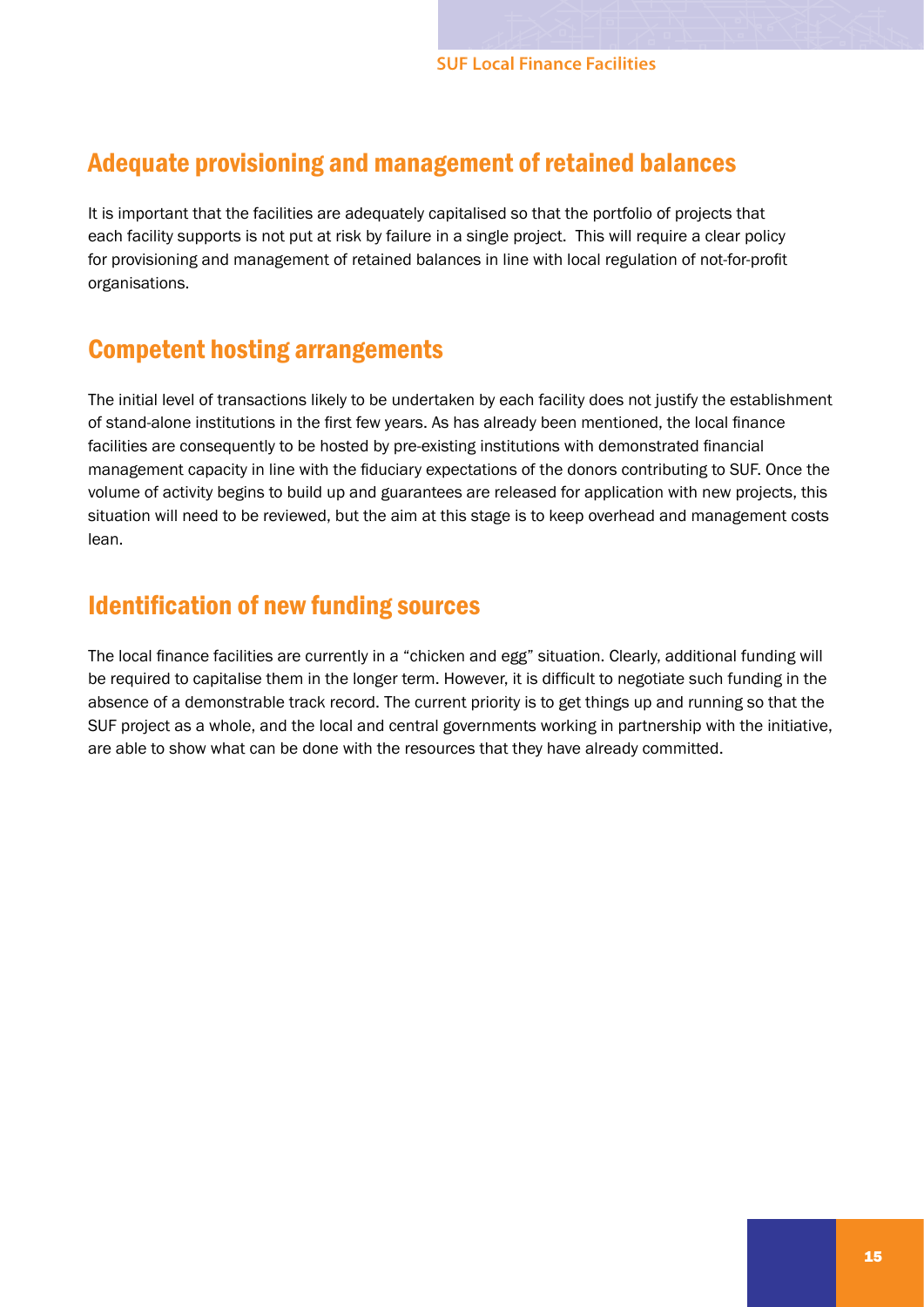## Adequate provisioning and management of retained balances

It is important that the facilities are adequately capitalised so that the portfolio of projects that each facility supports is not put at risk by failure in a single project. This will require a clear policy for provisioning and management of retained balances in line with local regulation of not-for-profit organisations.

## Competent hosting arrangements

The initial level of transactions likely to be undertaken by each facility does not justify the establishment of stand-alone institutions in the first few years. As has already been mentioned, the local finance facilities are consequently to be hosted by pre-existing institutions with demonstrated financial management capacity in line with the fiduciary expectations of the donors contributing to SUF. Once the volume of activity begins to build up and guarantees are released for application with new projects, this situation will need to be reviewed, but the aim at this stage is to keep overhead and management costs lean.

## Identification of new funding sources

The local finance facilities are currently in a "chicken and egg" situation. Clearly, additional funding will be required to capitalise them in the longer term. However, it is difficult to negotiate such funding in the absence of a demonstrable track record. The current priority is to get things up and running so that the SUF project as a whole, and the local and central governments working in partnership with the initiative, are able to show what can be done with the resources that they have already committed.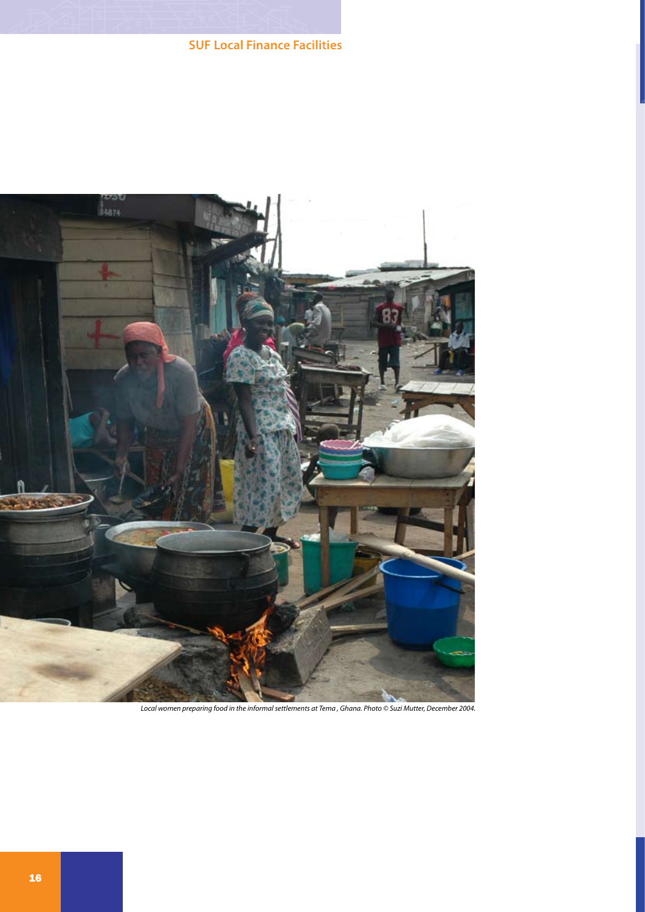*Local women preparing food in the informal settlements at Tema , Ghana. Photo © Suzi Mutter, December 2004.*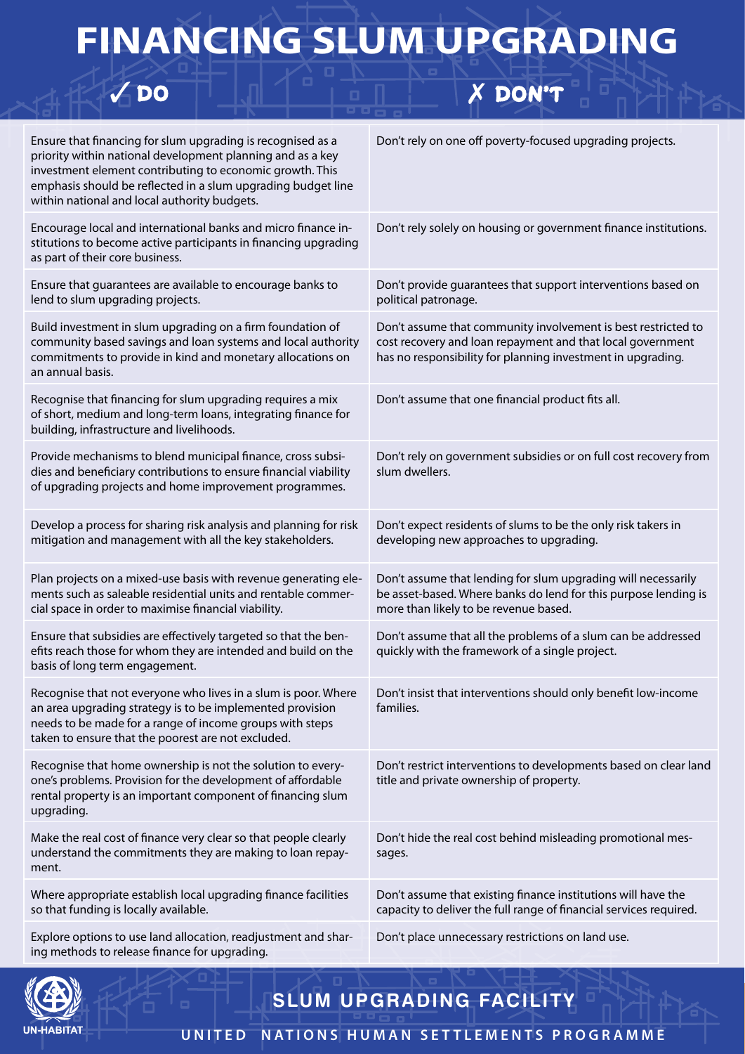# FINANCING SLUM UPGRADING

| ✓ DO | ✗ DON'T |
|---|---|
| Ensure that financing for slum upgrading is recognised as a priority within national development planning and as a key investment element contributing to economic growth. This emphasis should be reflected in a slum upgrading budget line within national and local authority budgets. | Don't rely on one off poverty-focused upgrading projects. |
| Encourage local and international banks and micro finance institutions to become active participants in financing upgrading as part of their core business. | Don't rely solely on housing or government finance institutions. |
| Ensure that guarantees are available to encourage banks to lend to slum upgrading projects. | Don't provide guarantees that support interventions based on political patronage. |
| Build investment in slum upgrading on a firm foundation of community based savings and loan systems and local authority commitments to provide in kind and monetary allocations on an annual basis. | Don't assume that community involvement is best restricted to cost recovery and loan repayment and that local government has no responsibility for planning investment in upgrading. |
| Recognise that financing for slum upgrading requires a mix of short, medium and long-term loans, integrating finance for building, infrastructure and livelihoods. | Don't assume that one financial product fits all. |
| Provide mechanisms to blend municipal finance, cross subsidies and beneficiary contributions to ensure financial viability of upgrading projects and home improvement programmes. | Don't rely on government subsidies or on full cost recovery from slum dwellers. |
| Develop a process for sharing risk analysis and planning for risk mitigation and management with all the key stakeholders. | Don't expect residents of slums to be the only risk takers in developing new approaches to upgrading. |
| Plan projects on a mixed-use basis with revenue generating elements such as saleable residential units and rentable commercial space in order to maximise financial viability. | Don't assume that lending for slum upgrading will necessarily be asset-based. Where banks do lend for this purpose lending is more than likely to be revenue based. |
| Ensure that subsidies are effectively targeted so that the benefits reach those for whom they are intended and build on the basis of long term engagement. | Don't assume that all the problems of a slum can be addressed quickly with the framework of a single project. |
| Recognise that not everyone who lives in a slum is poor. Where an area upgrading strategy is to be implemented provision needs to be made for a range of income groups with steps taken to ensure that the poorest are not excluded. | Don't insist that interventions should only benefit low-income families. |
| Recognise that home ownership is not the solution to everyone's problems. Provision for the development of affordable rental property is an important component of financing slum upgrading. | Don't restrict interventions to developments based on clear land title and private ownership of property. |
| Make the real cost of finance very clear so that people clearly understand the commitments they are making to loan repayment. | Don't hide the real cost behind misleading promotional messages. |
| Where appropriate establish local upgrading finance facilities so that funding is locally available. | Don't assume that existing finance institutions will have the capacity to deliver the full range of financial services required. |
| Explore options to use land allocation, readjustment and sharing methods to release finance for upgrading. | Don't place unnecessary restrictions on land use. |

UN-HABITAT

**SLUM UPGRADING FACILITY**

UNITED NATIONS HUMAN SETTLEMENTS PROGRAMME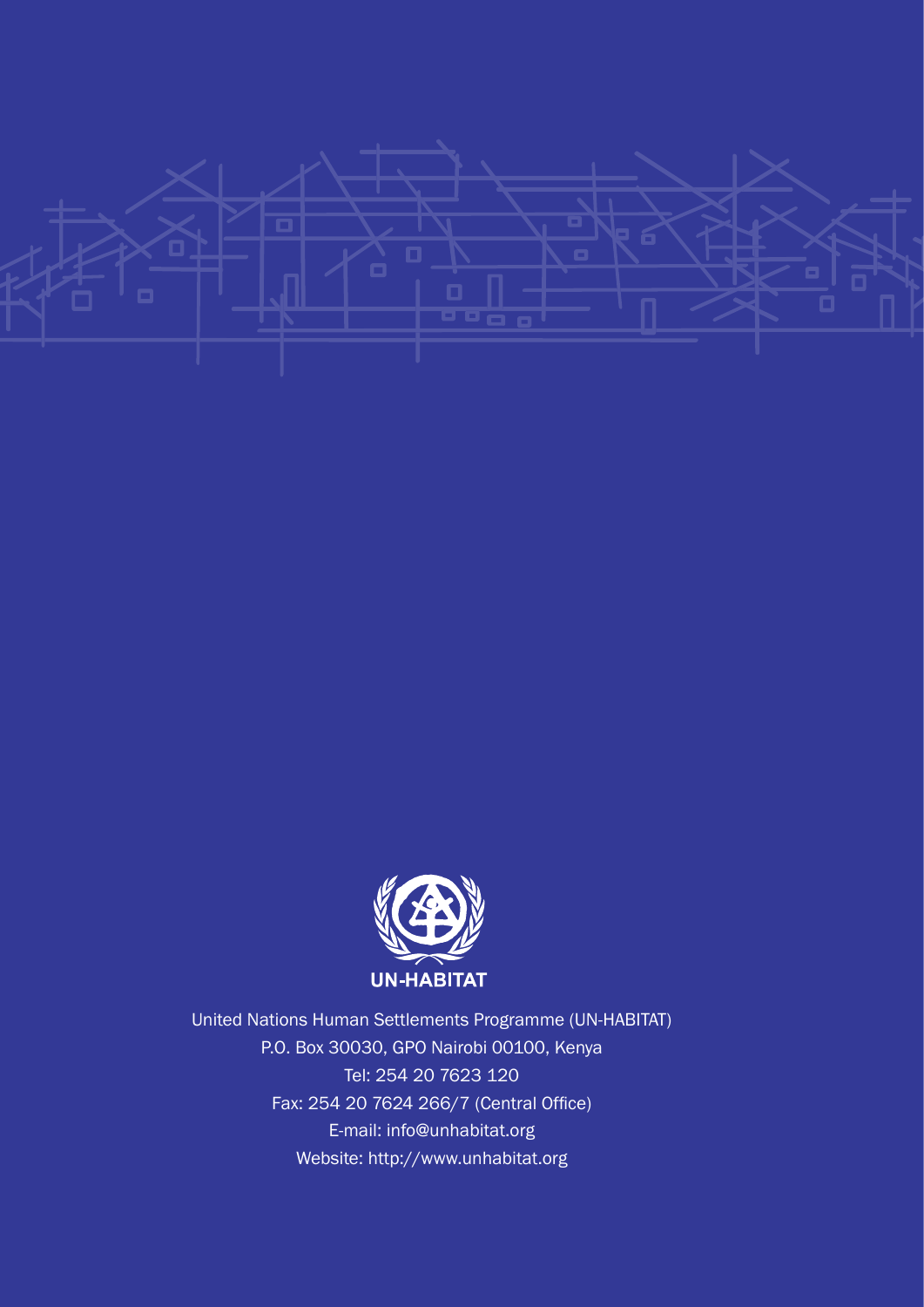UN-HABITAT

United Nations Human Settlements Programme (UN-HABITAT)
P.O. Box 30030, GPO Nairobi 00100, Kenya
Tel: 254 20 7623 120
Fax: 254 20 7624 266/7 (Central Office)
E-mail: info@unhabitat.org
Website: http://www.unhabitat.org